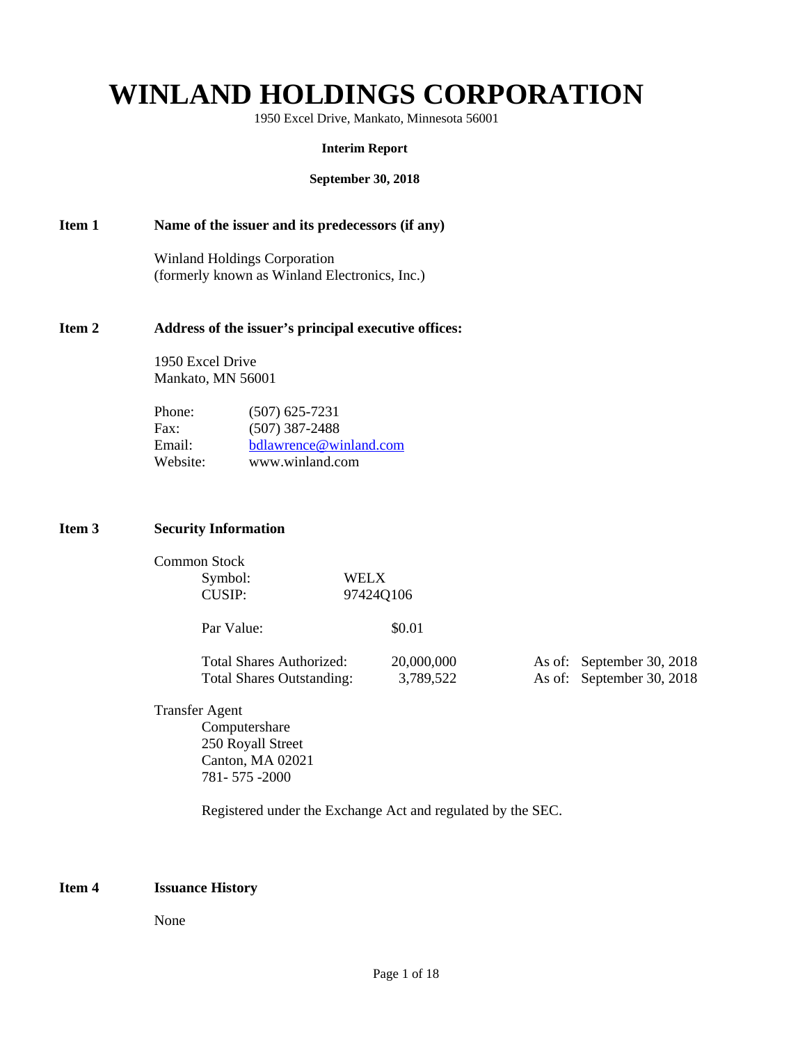# WINLAND HOLDINGS CORPORATION

1950 Excel Drive, Mankato, Minnesota 56001

**Interim Report**

**September 30, 2018**

**Item 1 Name of the issuer and its predecessors (if any)**

Winland Holdings Corporation
(formerly known as Winland Electronics, Inc.)

**Item 2 Address of the issuer's principal executive offices:**

1950 Excel Drive
Mankato, MN 56001

| | |
|---|---|
| Phone: | (507) 625-7231 |
| Fax: | (507) 387-2488 |
| Email: | bdlawrence@winland.com |
| Website: | www.winland.com |

**Item 3 Security Information**

Common Stock

| | | | |
|---|---|---|---|
| Symbol: | WELX | | |
| CUSIP: | 97424Q106 | | |
| Par Value: | $0.01 | | |
| Total Shares Authorized: | 20,000,000 | As of: | September 30, 2018 |
| Total Shares Outstanding: | 3,789,522 | As of: | September 30, 2018 |

Transfer Agent

Computershare
250 Royall Street
Canton, MA 02021
781- 575 -2000

Registered under the Exchange Act and regulated by the SEC.

**Item 4 Issuance History**

None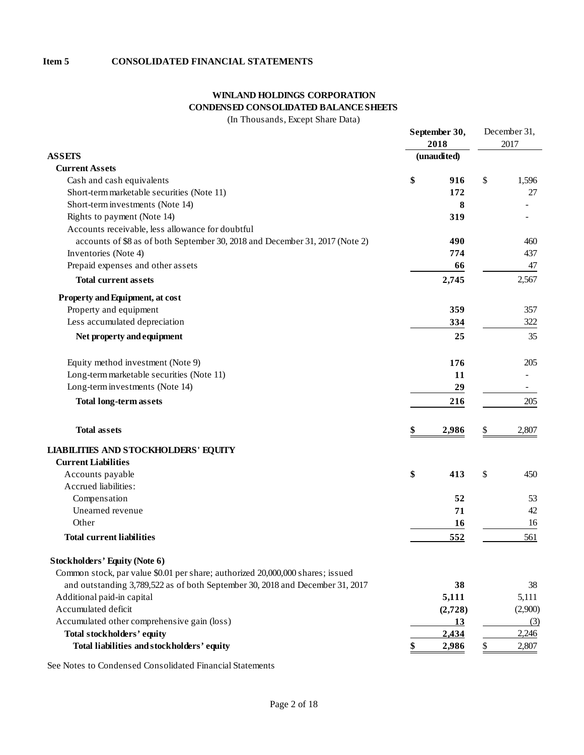## Item 5 CONSOLIDATED FINANCIAL STATEMENTS

### WINLAND HOLDINGS CORPORATION
### CONDENSED CONSOLIDATED BALANCE SHEETS

(In Thousands, Except Share Data)

| | September 30, 2018 (unaudited) | December 31, 2017 |
|---|---|---|
| **ASSETS** | | |
| **Current Assets** | | |
| Cash and cash equivalents | **$ 916** | $ 1,596 |
| Short-term marketable securities (Note 11) | **172** | 27 |
| Short-term investments (Note 14) | **8** | - |
| Rights to payment (Note 14) | **319** | - |
| Accounts receivable, less allowance for doubtful accounts of $8 as of both September 30, 2018 and December 31, 2017 (Note 2) | **490** | 460 |
| Inventories (Note 4) | **774** | 437 |
| Prepaid expenses and other assets | **66** | 47 |
| **Total current assets** | **2,745** | 2,567 |
| **Property and Equipment, at cost** | | |
| Property and equipment | **359** | 357 |
| Less accumulated depreciation | **334** | 322 |
| **Net property and equipment** | **25** | 35 |
| Equity method investment (Note 9) | **176** | 205 |
| Long-term marketable securities (Note 11) | **11** | - |
| Long-term investments (Note 14) | **29** | - |
| **Total long-term assets** | **216** | 205 |
| **Total assets** | **$ 2,986** | $ 2,807 |
| **LIABILITIES AND STOCKHOLDERS' EQUITY** | | |
| **Current Liabilities** | | |
| Accounts payable | **$ 413** | $ 450 |
| Accrued liabilities: | | |
| Compensation | **52** | 53 |
| Unearned revenue | **71** | 42 |
| Other | **16** | 16 |
| **Total current liabilities** | **552** | 561 |
| **Stockholders' Equity (Note 6)** | | |
| Common stock, par value $0.01 per share; authorized 20,000,000 shares; issued and outstanding 3,789,522 as of both September 30, 2018 and December 31, 2017 | **38** | 38 |
| Additional paid-in capital | **5,111** | 5,111 |
| Accumulated deficit | **(2,728)** | (2,900) |
| Accumulated other comprehensive gain (loss) | **13** | (3) |
| **Total stockholders' equity** | **2,434** | 2,246 |
| **Total liabilities and stockholders' equity** | **$ 2,986** | $ 2,807 |

See Notes to Condensed Consolidated Financial Statements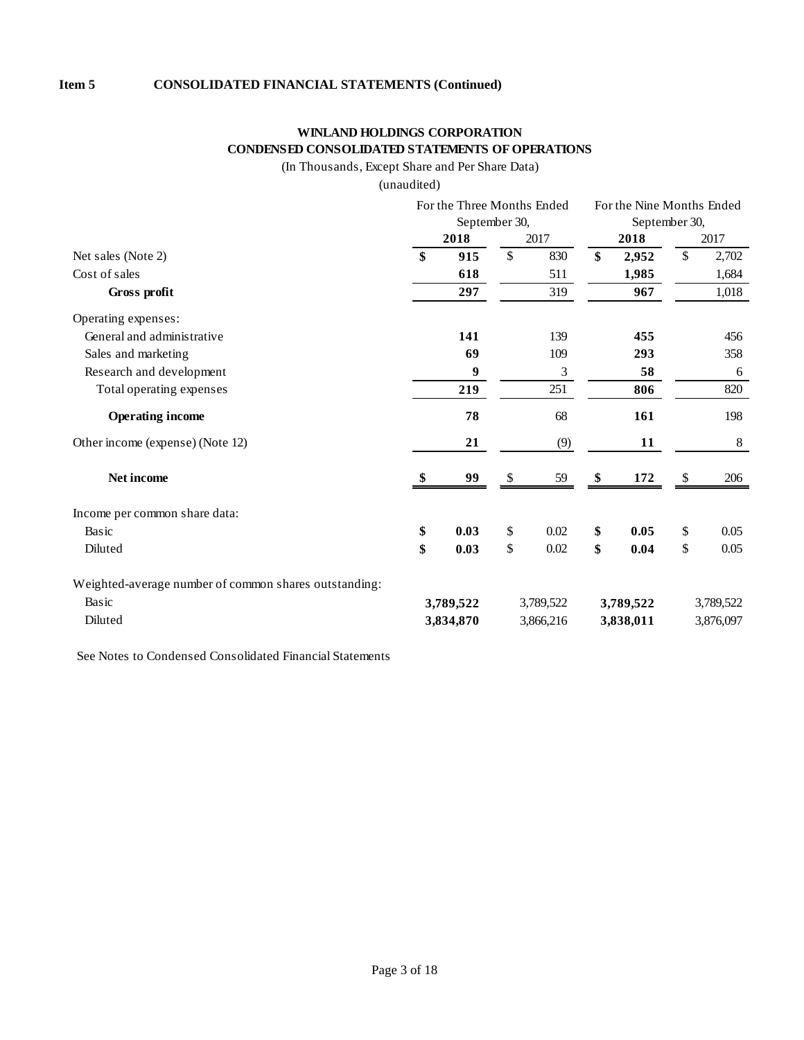**Item 5 CONSOLIDATED FINANCIAL STATEMENTS (Continued)**

**WINLAND HOLDINGS CORPORATION**
**CONDENSED CONSOLIDATED STATEMENTS OF OPERATIONS**
(In Thousands, Except Share and Per Share Data)
(unaudited)

| | For the Three Months Ended September 30, | | For the Nine Months Ended September 30, | |
|---|---|---|---|---|
| | **2018** | 2017 | **2018** | 2017 |
| Net sales (Note 2) | **$ 915** | $ 830 | **$ 2,952** | $ 2,702 |
| Cost of sales | **618** | 511 | **1,985** | 1,684 |
| **Gross profit** | **297** | 319 | **967** | 1,018 |
| Operating expenses: | | | | |
| General and administrative | **141** | 139 | **455** | 456 |
| Sales and marketing | **69** | 109 | **293** | 358 |
| Research and development | **9** | 3 | **58** | 6 |
| Total operating expenses | **219** | 251 | **806** | 820 |
| **Operating income** | **78** | 68 | **161** | 198 |
| Other income (expense) (Note 12) | **21** | (9) | **11** | 8 |
| **Net income** | **$ 99** | $ 59 | **$ 172** | $ 206 |
| Income per common share data: | | | | |
| Basic | **$ 0.03** | $ 0.02 | **$ 0.05** | $ 0.05 |
| Diluted | **$ 0.03** | $ 0.02 | **$ 0.04** | $ 0.05 |
| Weighted-average number of common shares outstanding: | | | | |
| Basic | **3,789,522** | 3,789,522 | **3,789,522** | 3,789,522 |
| Diluted | **3,834,870** | 3,866,216 | **3,838,011** | 3,876,097 |

See Notes to Condensed Consolidated Financial Statements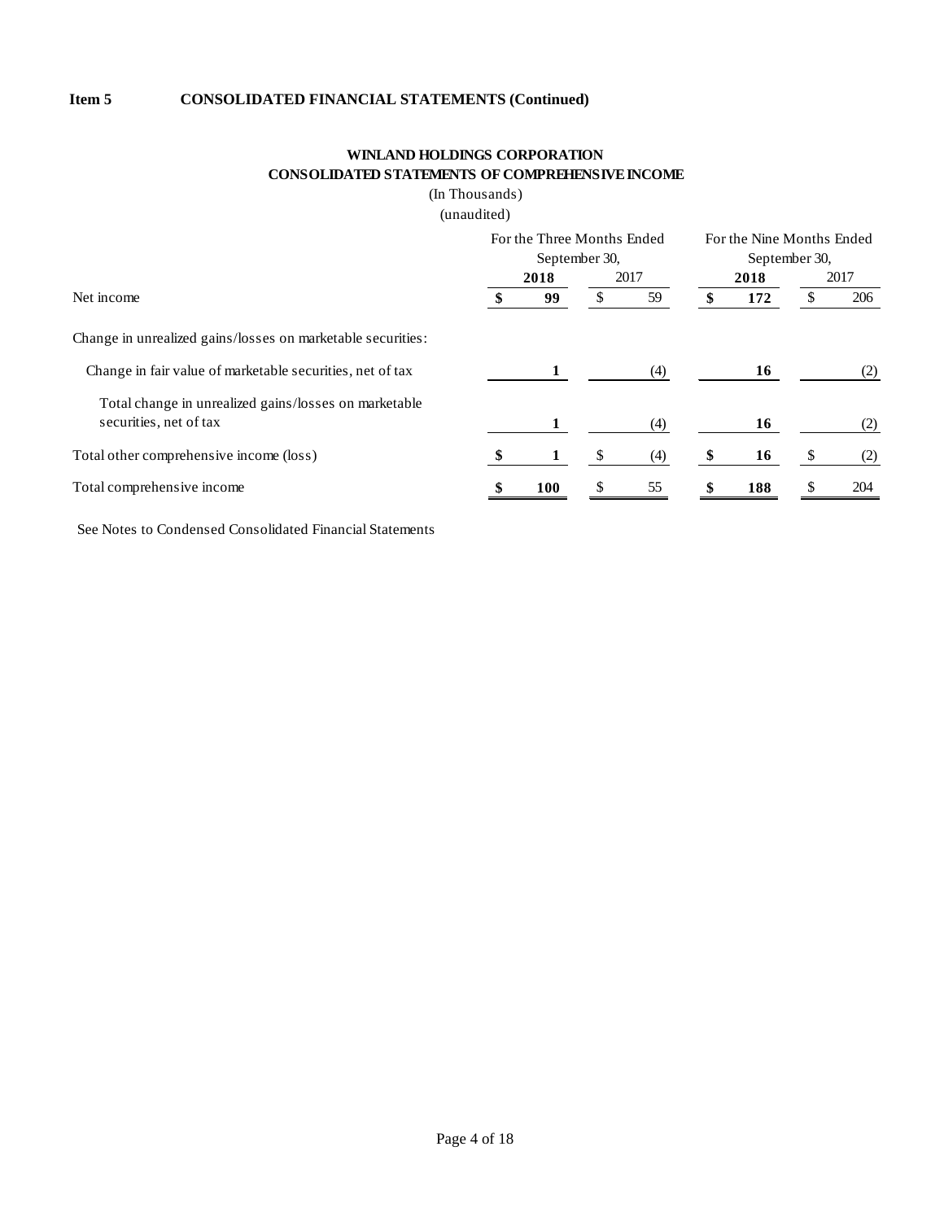**Item 5 CONSOLIDATED FINANCIAL STATEMENTS (Continued)**

**WINLAND HOLDINGS CORPORATION**
**CONSOLIDATED STATEMENTS OF COMPREHENSIVE INCOME**
(In Thousands)
(unaudited)

| | For the Three Months Ended September 30, | | For the Nine Months Ended September 30, | |
|---|---|---|---|---|
| | **2018** | 2017 | **2018** | 2017 |
| Net income | **$ 99** | $ 59 | **$ 172** | $ 206 |
| Change in unrealized gains/losses on marketable securities: | | | | |
| Change in fair value of marketable securities, net of tax | **1** | (4) | **16** | (2) |
| Total change in unrealized gains/losses on marketable securities, net of tax | **1** | (4) | **16** | (2) |
| Total other comprehensive income (loss) | **$ 1** | $ (4) | **$ 16** | $ (2) |
| Total comprehensive income | **$ 100** | $ 55 | **$ 188** | $ 204 |

See Notes to Condensed Consolidated Financial Statements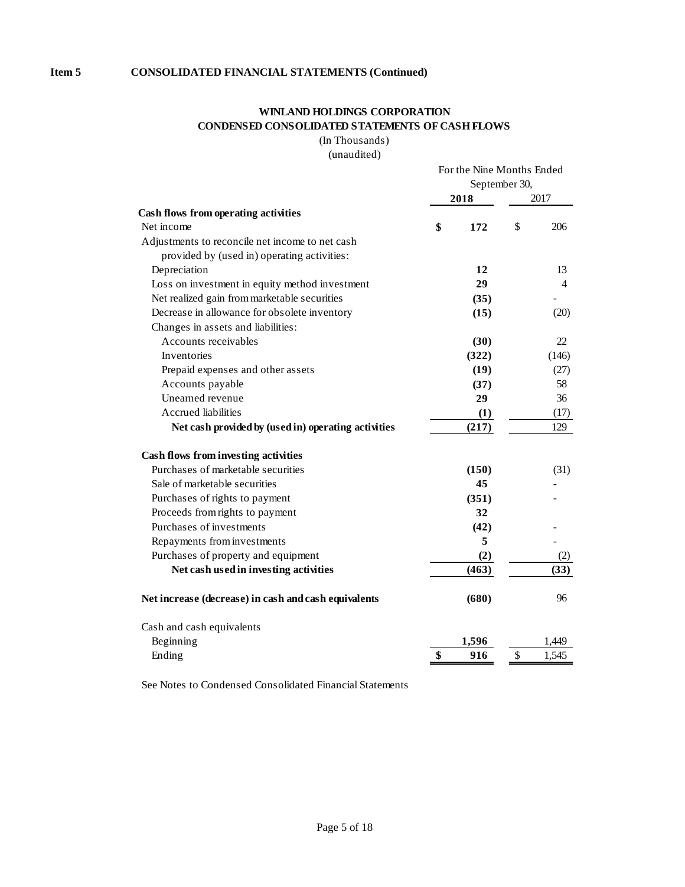**Item 5 CONSOLIDATED FINANCIAL STATEMENTS (Continued)**

**WINLAND HOLDINGS CORPORATION**
**CONDENSED CONSOLIDATED STATEMENTS OF CASH FLOWS**
(In Thousands)
(unaudited)

| | For the Nine Months Ended September 30, | |
|---|---|---|
| | **2018** | 2017 |
| **Cash flows from operating activities** | | |
| Net income | **$ 172** | $ 206 |
| Adjustments to reconcile net income to net cash provided by (used in) operating activities: | | |
| Depreciation | **12** | 13 |
| Loss on investment in equity method investment | **29** | 4 |
| Net realized gain from marketable securities | **(35)** | - |
| Decrease in allowance for obsolete inventory | **(15)** | (20) |
| Changes in assets and liabilities: | | |
| Accounts receivables | **(30)** | 22 |
| Inventories | **(322)** | (146) |
| Prepaid expenses and other assets | **(19)** | (27) |
| Accounts payable | **(37)** | 58 |
| Unearned revenue | **29** | 36 |
| Accrued liabilities | **(1)** | (17) |
| **Net cash provided by (used in) operating activities** | **(217)** | 129 |
| **Cash flows from investing activities** | | |
| Purchases of marketable securities | **(150)** | (31) |
| Sale of marketable securities | **45** | - |
| Purchases of rights to payment | **(351)** | - |
| Proceeds from rights to payment | **32** | |
| Purchases of investments | **(42)** | - |
| Repayments from investments | **5** | - |
| Purchases of property and equipment | **(2)** | (2) |
| **Net cash used in investing activities** | **(463)** | **(33)** |
| **Net increase (decrease) in cash and cash equivalents** | **(680)** | 96 |
| Cash and cash equivalents | | |
| Beginning | **1,596** | 1,449 |
| Ending | **$ 916** | $ 1,545 |

See Notes to Condensed Consolidated Financial Statements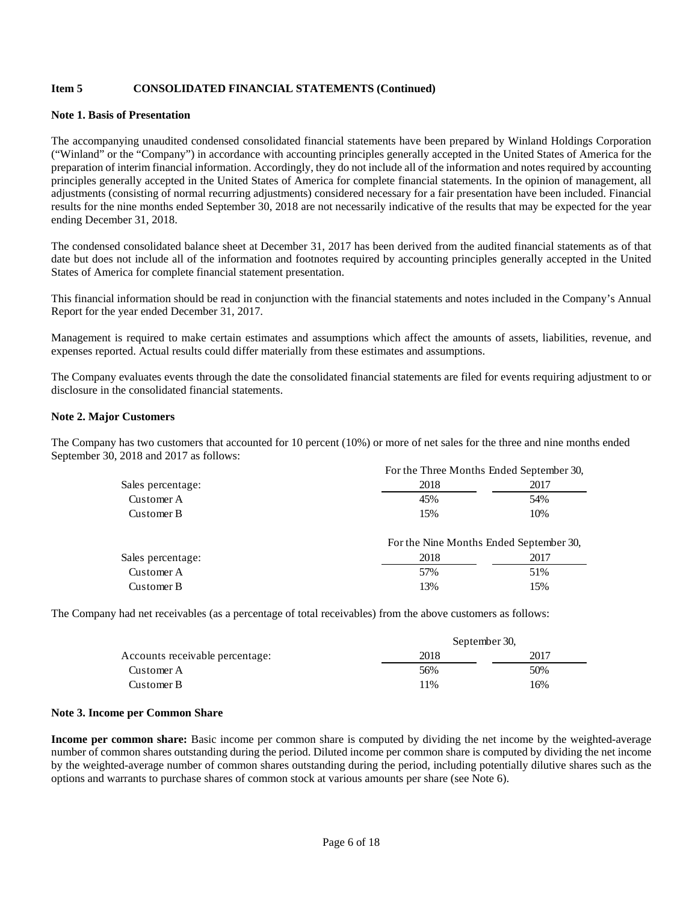**Item 5 CONSOLIDATED FINANCIAL STATEMENTS (Continued)**

**Note 1. Basis of Presentation**

The accompanying unaudited condensed consolidated financial statements have been prepared by Winland Holdings Corporation ("Winland" or the "Company") in accordance with accounting principles generally accepted in the United States of America for the preparation of interim financial information. Accordingly, they do not include all of the information and notes required by accounting principles generally accepted in the United States of America for complete financial statements. In the opinion of management, all adjustments (consisting of normal recurring adjustments) considered necessary for a fair presentation have been included. Financial results for the nine months ended September 30, 2018 are not necessarily indicative of the results that may be expected for the year ending December 31, 2018.

The condensed consolidated balance sheet at December 31, 2017 has been derived from the audited financial statements as of that date but does not include all of the information and footnotes required by accounting principles generally accepted in the United States of America for complete financial statement presentation.

This financial information should be read in conjunction with the financial statements and notes included in the Company's Annual Report for the year ended December 31, 2017.

Management is required to make certain estimates and assumptions which affect the amounts of assets, liabilities, revenue, and expenses reported. Actual results could differ materially from these estimates and assumptions.

The Company evaluates events through the date the consolidated financial statements are filed for events requiring adjustment to or disclosure in the consolidated financial statements.

**Note 2. Major Customers**

The Company has two customers that accounted for 10 percent (10%) or more of net sales for the three and nine months ended September 30, 2018 and 2017 as follows:

| | For the Three Months Ended September 30, | |
|---|---|---|
| Sales percentage: | 2018 | 2017 |
| Customer A | 45% | 54% |
| Customer B | 15% | 10% |

| | For the Nine Months Ended September 30, | |
|---|---|---|
| Sales percentage: | 2018 | 2017 |
| Customer A | 57% | 51% |
| Customer B | 13% | 15% |

The Company had net receivables (as a percentage of total receivables) from the above customers as follows:

| | September 30, | |
|---|---|---|
| Accounts receivable percentage: | 2018 | 2017 |
| Customer A | 56% | 50% |
| Customer B | 11% | 16% |

**Note 3. Income per Common Share**

**Income per common share:** Basic income per common share is computed by dividing the net income by the weighted-average number of common shares outstanding during the period. Diluted income per common share is computed by dividing the net income by the weighted-average number of common shares outstanding during the period, including potentially dilutive shares such as the options and warrants to purchase shares of common stock at various amounts per share (see Note 6).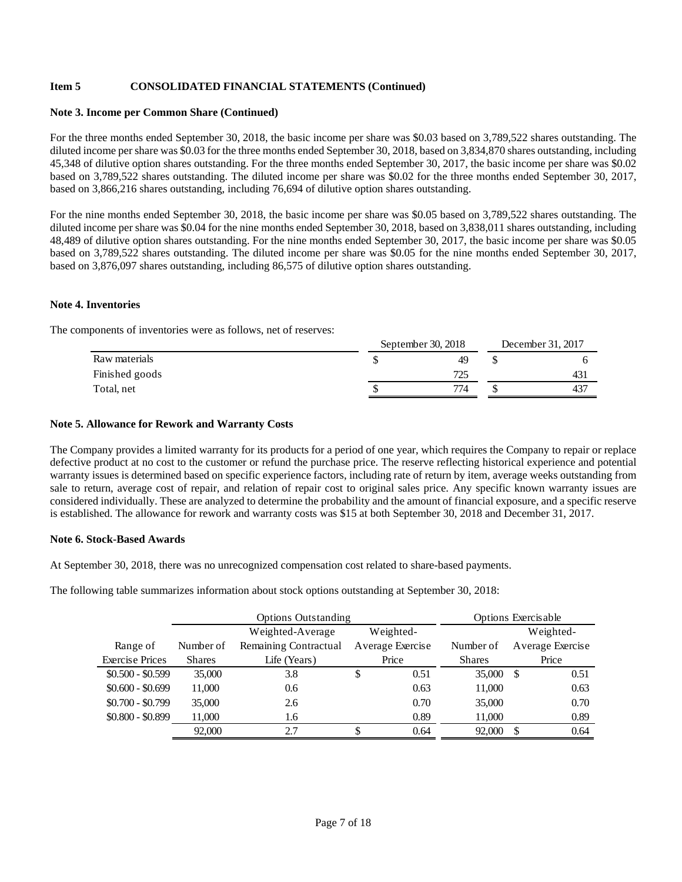**Item 5 CONSOLIDATED FINANCIAL STATEMENTS (Continued)**

**Note 3. Income per Common Share (Continued)**

For the three months ended September 30, 2018, the basic income per share was $0.03 based on 3,789,522 shares outstanding. The diluted income per share was $0.03 for the three months ended September 30, 2018, based on 3,834,870 shares outstanding, including 45,348 of dilutive option shares outstanding. For the three months ended September 30, 2017, the basic income per share was $0.02 based on 3,789,522 shares outstanding. The diluted income per share was $0.02 for the three months ended September 30, 2017, based on 3,866,216 shares outstanding, including 76,694 of dilutive option shares outstanding.

For the nine months ended September 30, 2018, the basic income per share was $0.05 based on 3,789,522 shares outstanding. The diluted income per share was $0.04 for the nine months ended September 30, 2018, based on 3,838,011 shares outstanding, including 48,489 of dilutive option shares outstanding. For the nine months ended September 30, 2017, the basic income per share was $0.05 based on 3,789,522 shares outstanding. The diluted income per share was $0.05 for the nine months ended September 30, 2017, based on 3,876,097 shares outstanding, including 86,575 of dilutive option shares outstanding.

**Note 4. Inventories**

The components of inventories were as follows, net of reserves:

| | September 30, 2018 | December 31, 2017 |
|---|---|---|
| Raw materials | $ 49 | $ 6 |
| Finished goods | 725 | 431 |
| Total, net | $ 774 | $ 437 |

**Note 5. Allowance for Rework and Warranty Costs**

The Company provides a limited warranty for its products for a period of one year, which requires the Company to repair or replace defective product at no cost to the customer or refund the purchase price. The reserve reflecting historical experience and potential warranty issues is determined based on specific experience factors, including rate of return by item, average weeks outstanding from sale to return, average cost of repair, and relation of repair cost to original sales price. Any specific known warranty issues are considered individually. These are analyzed to determine the probability and the amount of financial exposure, and a specific reserve is established. The allowance for rework and warranty costs was $15 at both September 30, 2018 and December 31, 2017.

**Note 6. Stock-Based Awards**

At September 30, 2018, there was no unrecognized compensation cost related to share-based payments.

The following table summarizes information about stock options outstanding at September 30, 2018:

| | Options Outstanding | | | Options Exercisable | |
|---|---|---|---|---|---|
| Range of Exercise Prices | Number of Shares | Weighted-Average Remaining Contractual Life (Years) | Weighted-Average Exercise Price | Number of Shares | Weighted-Average Exercise Price |
| $0.500 - $0.599 | 35,000 | 3.8 | $ 0.51 | 35,000 | $ 0.51 |
| $0.600 - $0.699 | 11,000 | 0.6 | 0.63 | 11,000 | 0.63 |
| $0.700 - $0.799 | 35,000 | 2.6 | 0.70 | 35,000 | 0.70 |
| $0.800 - $0.899 | 11,000 | 1.6 | 0.89 | 11,000 | 0.89 |
| | 92,000 | 2.7 | $ 0.64 | 92,000 | $ 0.64 |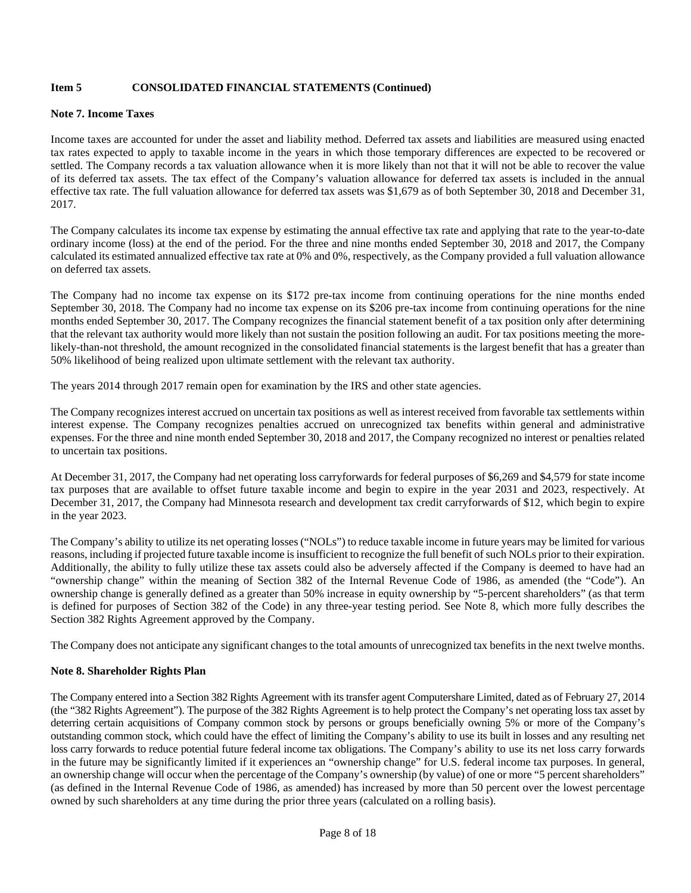**Item 5 CONSOLIDATED FINANCIAL STATEMENTS (Continued)**

**Note 7. Income Taxes**

Income taxes are accounted for under the asset and liability method. Deferred tax assets and liabilities are measured using enacted tax rates expected to apply to taxable income in the years in which those temporary differences are expected to be recovered or settled. The Company records a tax valuation allowance when it is more likely than not that it will not be able to recover the value of its deferred tax assets. The tax effect of the Company's valuation allowance for deferred tax assets is included in the annual effective tax rate. The full valuation allowance for deferred tax assets was $1,679 as of both September 30, 2018 and December 31, 2017.

The Company calculates its income tax expense by estimating the annual effective tax rate and applying that rate to the year-to-date ordinary income (loss) at the end of the period. For the three and nine months ended September 30, 2018 and 2017, the Company calculated its estimated annualized effective tax rate at 0% and 0%, respectively, as the Company provided a full valuation allowance on deferred tax assets.

The Company had no income tax expense on its $172 pre-tax income from continuing operations for the nine months ended September 30, 2018. The Company had no income tax expense on its $206 pre-tax income from continuing operations for the nine months ended September 30, 2017. The Company recognizes the financial statement benefit of a tax position only after determining that the relevant tax authority would more likely than not sustain the position following an audit. For tax positions meeting the more-likely-than-not threshold, the amount recognized in the consolidated financial statements is the largest benefit that has a greater than 50% likelihood of being realized upon ultimate settlement with the relevant tax authority.

The years 2014 through 2017 remain open for examination by the IRS and other state agencies.

The Company recognizes interest accrued on uncertain tax positions as well as interest received from favorable tax settlements within interest expense. The Company recognizes penalties accrued on unrecognized tax benefits within general and administrative expenses. For the three and nine month ended September 30, 2018 and 2017, the Company recognized no interest or penalties related to uncertain tax positions.

At December 31, 2017, the Company had net operating loss carryforwards for federal purposes of $6,269 and $4,579 for state income tax purposes that are available to offset future taxable income and begin to expire in the year 2031 and 2023, respectively. At December 31, 2017, the Company had Minnesota research and development tax credit carryforwards of $12, which begin to expire in the year 2023.

The Company's ability to utilize its net operating losses ("NOLs") to reduce taxable income in future years may be limited for various reasons, including if projected future taxable income is insufficient to recognize the full benefit of such NOLs prior to their expiration. Additionally, the ability to fully utilize these tax assets could also be adversely affected if the Company is deemed to have had an "ownership change" within the meaning of Section 382 of the Internal Revenue Code of 1986, as amended (the "Code"). An ownership change is generally defined as a greater than 50% increase in equity ownership by "5-percent shareholders" (as that term is defined for purposes of Section 382 of the Code) in any three-year testing period. See Note 8, which more fully describes the Section 382 Rights Agreement approved by the Company.

The Company does not anticipate any significant changes to the total amounts of unrecognized tax benefits in the next twelve months.

**Note 8. Shareholder Rights Plan**

The Company entered into a Section 382 Rights Agreement with its transfer agent Computershare Limited, dated as of February 27, 2014 (the "382 Rights Agreement"). The purpose of the 382 Rights Agreement is to help protect the Company's net operating loss tax asset by deterring certain acquisitions of Company common stock by persons or groups beneficially owning 5% or more of the Company's outstanding common stock, which could have the effect of limiting the Company's ability to use its built in losses and any resulting net loss carry forwards to reduce potential future federal income tax obligations. The Company's ability to use its net loss carry forwards in the future may be significantly limited if it experiences an "ownership change" for U.S. federal income tax purposes. In general, an ownership change will occur when the percentage of the Company's ownership (by value) of one or more "5 percent shareholders" (as defined in the Internal Revenue Code of 1986, as amended) has increased by more than 50 percent over the lowest percentage owned by such shareholders at any time during the prior three years (calculated on a rolling basis).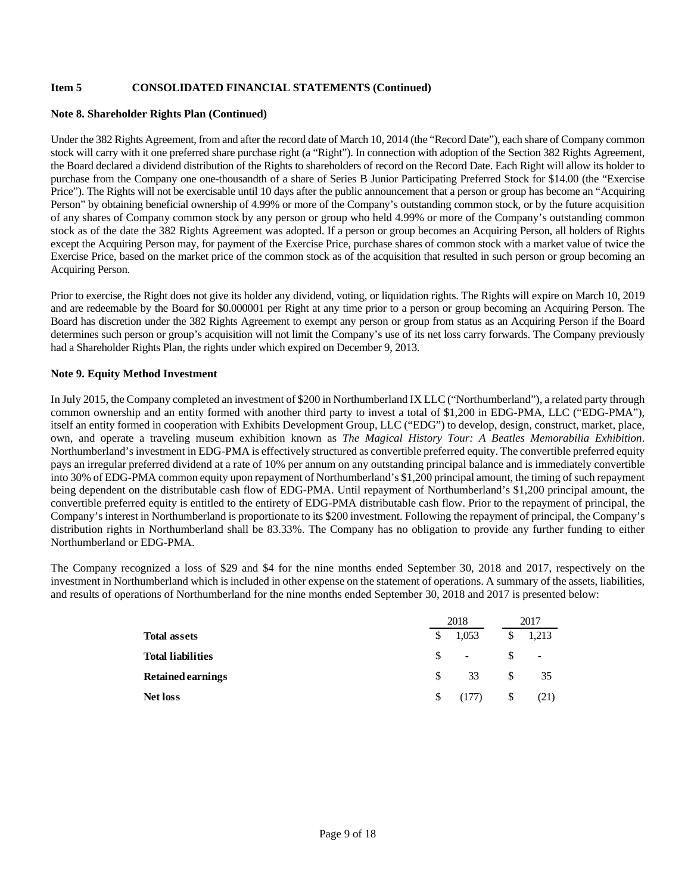**Item 5 CONSOLIDATED FINANCIAL STATEMENTS (Continued)**

**Note 8. Shareholder Rights Plan (Continued)**

Under the 382 Rights Agreement, from and after the record date of March 10, 2014 (the "Record Date"), each share of Company common stock will carry with it one preferred share purchase right (a "Right"). In connection with adoption of the Section 382 Rights Agreement, the Board declared a dividend distribution of the Rights to shareholders of record on the Record Date. Each Right will allow its holder to purchase from the Company one one-thousandth of a share of Series B Junior Participating Preferred Stock for $14.00 (the "Exercise Price"). The Rights will not be exercisable until 10 days after the public announcement that a person or group has become an "Acquiring Person" by obtaining beneficial ownership of 4.99% or more of the Company's outstanding common stock, or by the future acquisition of any shares of Company common stock by any person or group who held 4.99% or more of the Company's outstanding common stock as of the date the 382 Rights Agreement was adopted. If a person or group becomes an Acquiring Person, all holders of Rights except the Acquiring Person may, for payment of the Exercise Price, purchase shares of common stock with a market value of twice the Exercise Price, based on the market price of the common stock as of the acquisition that resulted in such person or group becoming an Acquiring Person.

Prior to exercise, the Right does not give its holder any dividend, voting, or liquidation rights. The Rights will expire on March 10, 2019 and are redeemable by the Board for $0.000001 per Right at any time prior to a person or group becoming an Acquiring Person. The Board has discretion under the 382 Rights Agreement to exempt any person or group from status as an Acquiring Person if the Board determines such person or group's acquisition will not limit the Company's use of its net loss carry forwards. The Company previously had a Shareholder Rights Plan, the rights under which expired on December 9, 2013.

**Note 9. Equity Method Investment**

In July 2015, the Company completed an investment of $200 in Northumberland IX LLC ("Northumberland"), a related party through common ownership and an entity formed with another third party to invest a total of $1,200 in EDG-PMA, LLC ("EDG-PMA"), itself an entity formed in cooperation with Exhibits Development Group, LLC ("EDG") to develop, design, construct, market, place, own, and operate a traveling museum exhibition known as *The Magical History Tour: A Beatles Memorabilia Exhibition*. Northumberland's investment in EDG-PMA is effectively structured as convertible preferred equity. The convertible preferred equity pays an irregular preferred dividend at a rate of 10% per annum on any outstanding principal balance and is immediately convertible into 30% of EDG-PMA common equity upon repayment of Northumberland's $1,200 principal amount, the timing of such repayment being dependent on the distributable cash flow of EDG-PMA. Until repayment of Northumberland's $1,200 principal amount, the convertible preferred equity is entitled to the entirety of EDG-PMA distributable cash flow. Prior to the repayment of principal, the Company's interest in Northumberland is proportionate to its $200 investment. Following the repayment of principal, the Company's distribution rights in Northumberland shall be 83.33%. The Company has no obligation to provide any further funding to either Northumberland or EDG-PMA.

The Company recognized a loss of $29 and $4 for the nine months ended September 30, 2018 and 2017, respectively on the investment in Northumberland which is included in other expense on the statement of operations. A summary of the assets, liabilities, and results of operations of Northumberland for the nine months ended September 30, 2018 and 2017 is presented below:

| | 2018 | 2017 |
|---|---|---|
| **Total assets** | $ 1,053 | $ 1,213 |
| **Total liabilities** | $ - | $ - |
| **Retained earnings** | $ 33 | $ 35 |
| **Net loss** | $ (177) | $ (21) |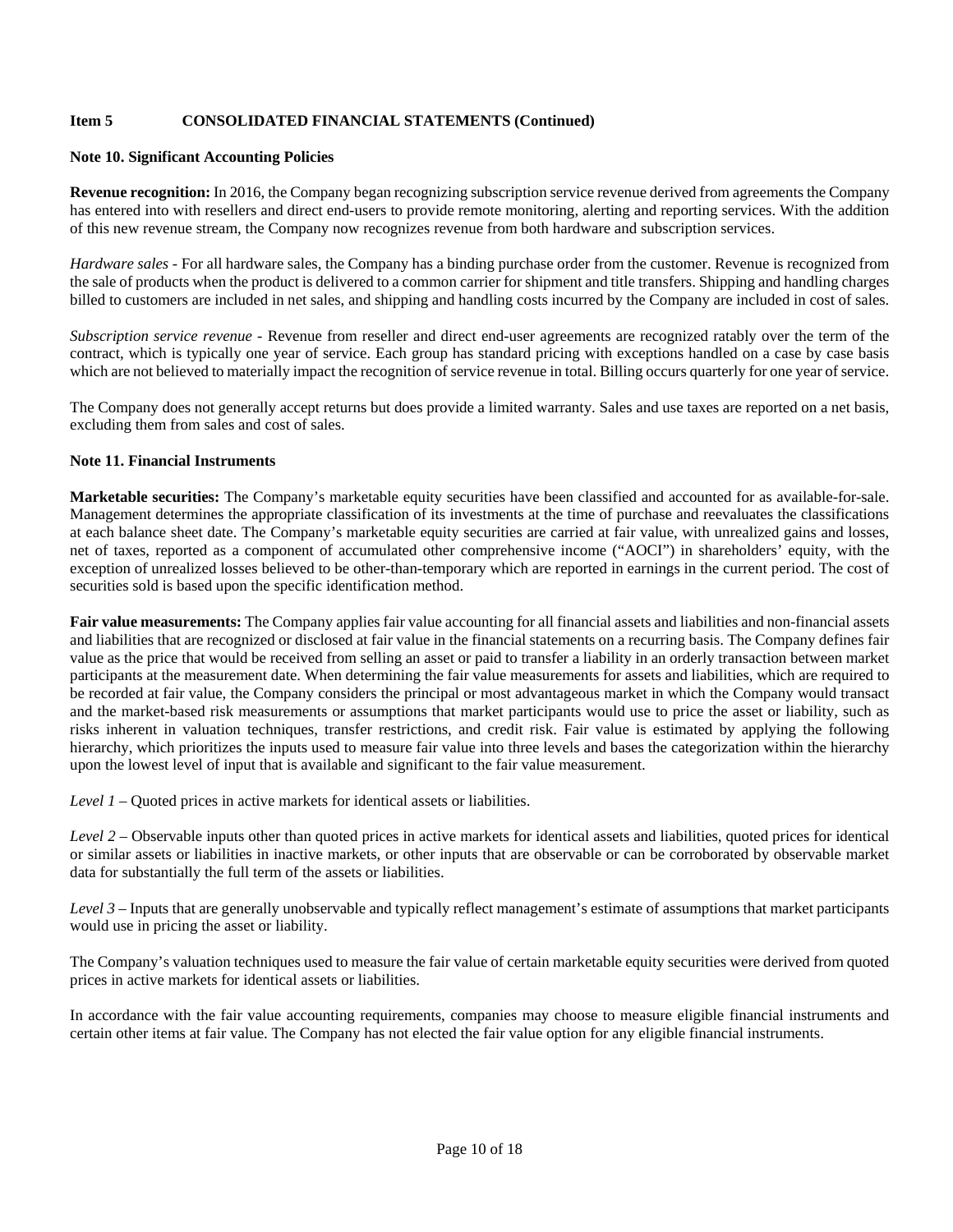**Item 5 CONSOLIDATED FINANCIAL STATEMENTS (Continued)**

**Note 10. Significant Accounting Policies**

**Revenue recognition:** In 2016, the Company began recognizing subscription service revenue derived from agreements the Company has entered into with resellers and direct end-users to provide remote monitoring, alerting and reporting services. With the addition of this new revenue stream, the Company now recognizes revenue from both hardware and subscription services.

*Hardware sales* - For all hardware sales, the Company has a binding purchase order from the customer. Revenue is recognized from the sale of products when the product is delivered to a common carrier for shipment and title transfers. Shipping and handling charges billed to customers are included in net sales, and shipping and handling costs incurred by the Company are included in cost of sales.

*Subscription service revenue* - Revenue from reseller and direct end-user agreements are recognized ratably over the term of the contract, which is typically one year of service. Each group has standard pricing with exceptions handled on a case by case basis which are not believed to materially impact the recognition of service revenue in total. Billing occurs quarterly for one year of service.

The Company does not generally accept returns but does provide a limited warranty. Sales and use taxes are reported on a net basis, excluding them from sales and cost of sales.

**Note 11. Financial Instruments**

**Marketable securities:** The Company's marketable equity securities have been classified and accounted for as available-for-sale. Management determines the appropriate classification of its investments at the time of purchase and reevaluates the classifications at each balance sheet date. The Company's marketable equity securities are carried at fair value, with unrealized gains and losses, net of taxes, reported as a component of accumulated other comprehensive income ("AOCI") in shareholders' equity, with the exception of unrealized losses believed to be other-than-temporary which are reported in earnings in the current period. The cost of securities sold is based upon the specific identification method.

**Fair value measurements:** The Company applies fair value accounting for all financial assets and liabilities and non-financial assets and liabilities that are recognized or disclosed at fair value in the financial statements on a recurring basis. The Company defines fair value as the price that would be received from selling an asset or paid to transfer a liability in an orderly transaction between market participants at the measurement date. When determining the fair value measurements for assets and liabilities, which are required to be recorded at fair value, the Company considers the principal or most advantageous market in which the Company would transact and the market-based risk measurements or assumptions that market participants would use to price the asset or liability, such as risks inherent in valuation techniques, transfer restrictions, and credit risk. Fair value is estimated by applying the following hierarchy, which prioritizes the inputs used to measure fair value into three levels and bases the categorization within the hierarchy upon the lowest level of input that is available and significant to the fair value measurement.

*Level 1* – Quoted prices in active markets for identical assets or liabilities.

*Level 2* – Observable inputs other than quoted prices in active markets for identical assets and liabilities, quoted prices for identical or similar assets or liabilities in inactive markets, or other inputs that are observable or can be corroborated by observable market data for substantially the full term of the assets or liabilities.

*Level 3* – Inputs that are generally unobservable and typically reflect management's estimate of assumptions that market participants would use in pricing the asset or liability.

The Company's valuation techniques used to measure the fair value of certain marketable equity securities were derived from quoted prices in active markets for identical assets or liabilities.

In accordance with the fair value accounting requirements, companies may choose to measure eligible financial instruments and certain other items at fair value. The Company has not elected the fair value option for any eligible financial instruments.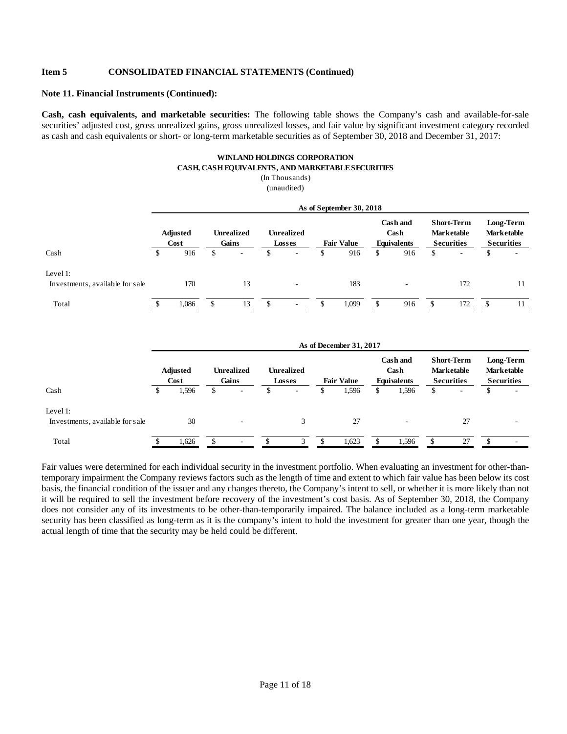# Item 5 CONSOLIDATED FINANCIAL STATEMENTS (Continued)

**Note 11. Financial Instruments (Continued):**

**Cash, cash equivalents, and marketable securities:** The following table shows the Company's cash and available-for-sale securities' adjusted cost, gross unrealized gains, gross unrealized losses, and fair value by significant investment category recorded as cash and cash equivalents or short- or long-term marketable securities as of September 30, 2018 and December 31, 2017:

**WINLAND HOLDINGS CORPORATION**
**CASH, CASH EQUIVALENTS, AND MARKETABLE SECURITIES**
(In Thousands)
(unaudited)

| | As of September 30, 2018 | | | | | | |
|---|---|---|---|---|---|---|---|
| | Adjusted Cost | Unrealized Gains | Unrealized Losses | Fair Value | Cash and Cash Equivalents | Short-Term Marketable Securities | Long-Term Marketable Securities |
| Cash | $ 916 | $ - | $ - | $ 916 | $ 916 | $ - | $ - |
| Level 1: | | | | | | | |
| Investments, available for sale | 170 | 13 | - | 183 | - | 172 | 11 |
| Total | $ 1,086 | $ 13 | $ - | $ 1,099 | $ 916 | $ 172 | $ 11 |

| | As of December 31, 2017 | | | | | | |
|---|---|---|---|---|---|---|---|
| | Adjusted Cost | Unrealized Gains | Unrealized Losses | Fair Value | Cash and Cash Equivalents | Short-Term Marketable Securities | Long-Term Marketable Securities |
| Cash | $ 1,596 | $ - | $ - | $ 1,596 | $ 1,596 | $ - | $ - |
| Level 1: | | | | | | | |
| Investments, available for sale | 30 | - | 3 | 27 | - | 27 | - |
| Total | $ 1,626 | $ - | $ 3 | $ 1,623 | $ 1,596 | $ 27 | $ - |

Fair values were determined for each individual security in the investment portfolio. When evaluating an investment for other-than-temporary impairment the Company reviews factors such as the length of time and extent to which fair value has been below its cost basis, the financial condition of the issuer and any changes thereto, the Company's intent to sell, or whether it is more likely than not it will be required to sell the investment before recovery of the investment's cost basis. As of September 30, 2018, the Company does not consider any of its investments to be other-than-temporarily impaired. The balance included as a long-term marketable security has been classified as long-term as it is the company's intent to hold the investment for greater than one year, though the actual length of time that the security may be held could be different.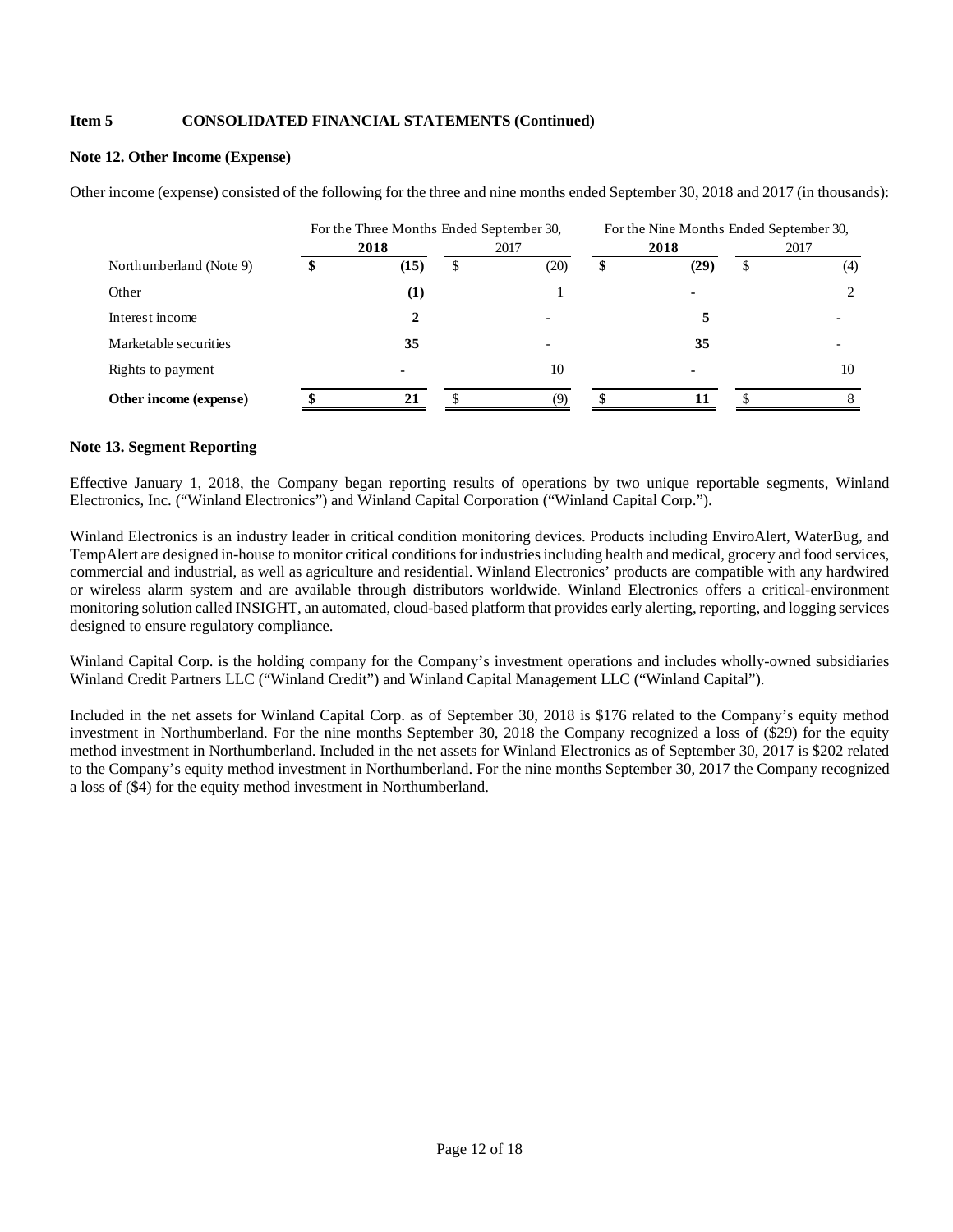**Item 5 CONSOLIDATED FINANCIAL STATEMENTS (Continued)**

**Note 12. Other Income (Expense)**

Other income (expense) consisted of the following for the three and nine months ended September 30, 2018 and 2017 (in thousands):

| | For the Three Months Ended September 30, | | For the Nine Months Ended September 30, | |
|---|---|---|---|---|
| | **2018** | 2017 | **2018** | 2017 |
| Northumberland (Note 9) | **$ (15)** | $ (20) | **$ (29)** | $ (4) |
| Other | **(1)** | 1 | **-** | 2 |
| Interest income | **2** | - | **5** | - |
| Marketable securities | **35** | - | **35** | - |
| Rights to payment | **-** | 10 | **-** | 10 |
| **Other income (expense)** | **$ 21** | $ (9) | **$ 11** | $ 8 |

**Note 13. Segment Reporting**

Effective January 1, 2018, the Company began reporting results of operations by two unique reportable segments, Winland Electronics, Inc. ("Winland Electronics") and Winland Capital Corporation ("Winland Capital Corp.").

Winland Electronics is an industry leader in critical condition monitoring devices. Products including EnviroAlert, WaterBug, and TempAlert are designed in-house to monitor critical conditions for industries including health and medical, grocery and food services, commercial and industrial, as well as agriculture and residential. Winland Electronics' products are compatible with any hardwired or wireless alarm system and are available through distributors worldwide. Winland Electronics offers a critical-environment monitoring solution called INSIGHT, an automated, cloud-based platform that provides early alerting, reporting, and logging services designed to ensure regulatory compliance.

Winland Capital Corp. is the holding company for the Company's investment operations and includes wholly-owned subsidiaries Winland Credit Partners LLC ("Winland Credit") and Winland Capital Management LLC ("Winland Capital").

Included in the net assets for Winland Capital Corp. as of September 30, 2018 is $176 related to the Company's equity method investment in Northumberland. For the nine months September 30, 2018 the Company recognized a loss of ($29) for the equity method investment in Northumberland. Included in the net assets for Winland Electronics as of September 30, 2017 is $202 related to the Company's equity method investment in Northumberland. For the nine months September 30, 2017 the Company recognized a loss of ($4) for the equity method investment in Northumberland.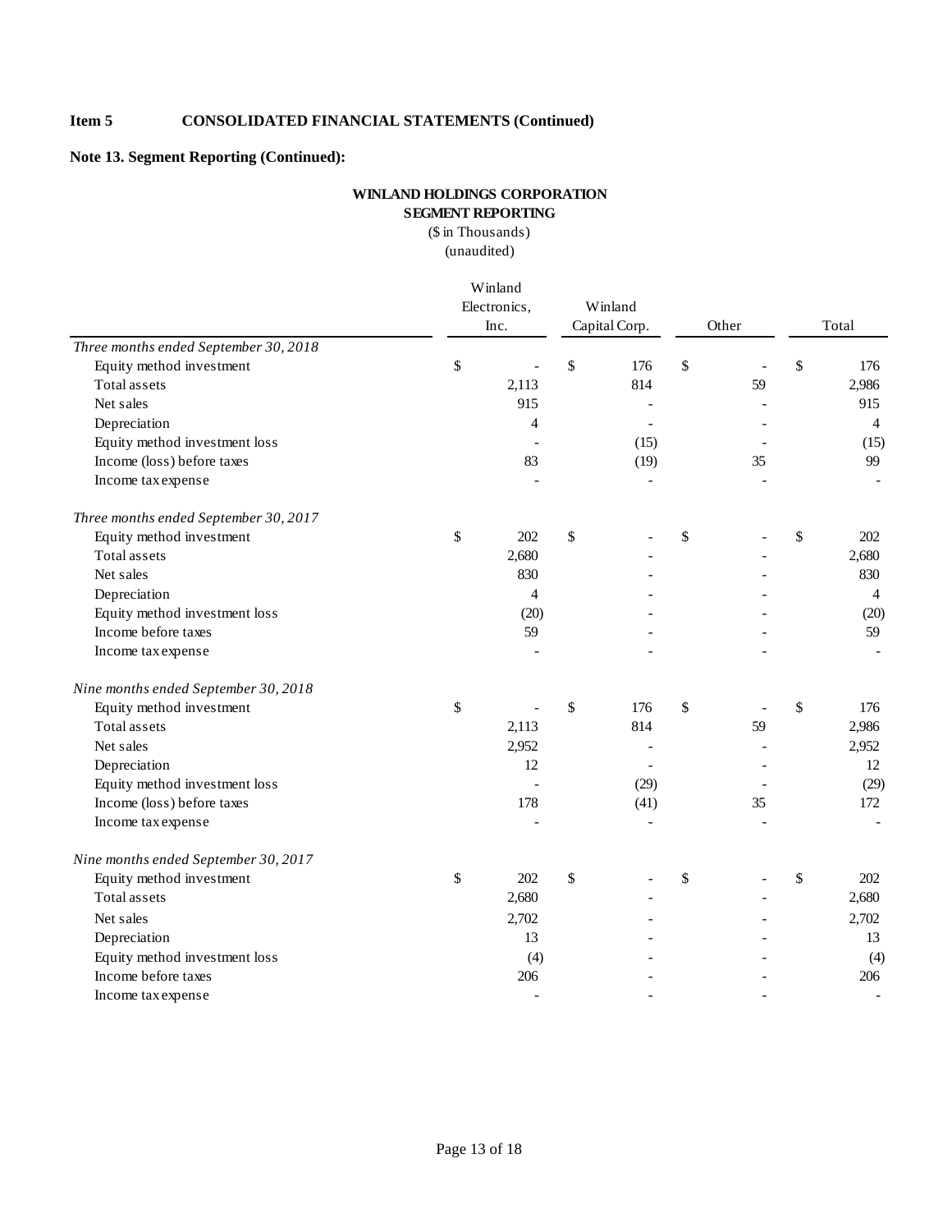**Item 5 CONSOLIDATED FINANCIAL STATEMENTS (Continued)**

**Note 13. Segment Reporting (Continued):**

**WINLAND HOLDINGS CORPORATION**
**SEGMENT REPORTING**
($ in Thousands)
(unaudited)

| | Winland Electronics, Inc. | Winland Capital Corp. | Other | Total |
|---|---|---|---|---|
| *Three months ended September 30, 2018* | | | | |
| Equity method investment | $ - | $ 176 | $ - | $ 176 |
| Total assets | 2,113 | 814 | 59 | 2,986 |
| Net sales | 915 | - | - | 915 |
| Depreciation | 4 | - | - | 4 |
| Equity method investment loss | - | (15) | - | (15) |
| Income (loss) before taxes | 83 | (19) | 35 | 99 |
| Income tax expense | - | - | - | - |
| *Three months ended September 30, 2017* | | | | |
| Equity method investment | $ 202 | $ - | $ - | $ 202 |
| Total assets | 2,680 | - | - | 2,680 |
| Net sales | 830 | - | - | 830 |
| Depreciation | 4 | - | - | 4 |
| Equity method investment loss | (20) | - | - | (20) |
| Income before taxes | 59 | - | - | 59 |
| Income tax expense | - | - | - | - |
| *Nine months ended September 30, 2018* | | | | |
| Equity method investment | $ - | $ 176 | $ - | $ 176 |
| Total assets | 2,113 | 814 | 59 | 2,986 |
| Net sales | 2,952 | - | - | 2,952 |
| Depreciation | 12 | - | - | 12 |
| Equity method investment loss | - | (29) | - | (29) |
| Income (loss) before taxes | 178 | (41) | 35 | 172 |
| Income tax expense | - | - | - | - |
| *Nine months ended September 30, 2017* | | | | |
| Equity method investment | $ 202 | $ - | $ - | $ 202 |
| Total assets | 2,680 | - | - | 2,680 |
| Net sales | 2,702 | - | - | 2,702 |
| Depreciation | 13 | - | - | 13 |
| Equity method investment loss | (4) | - | - | (4) |
| Income before taxes | 206 | - | - | 206 |
| Income tax expense | - | - | - | - |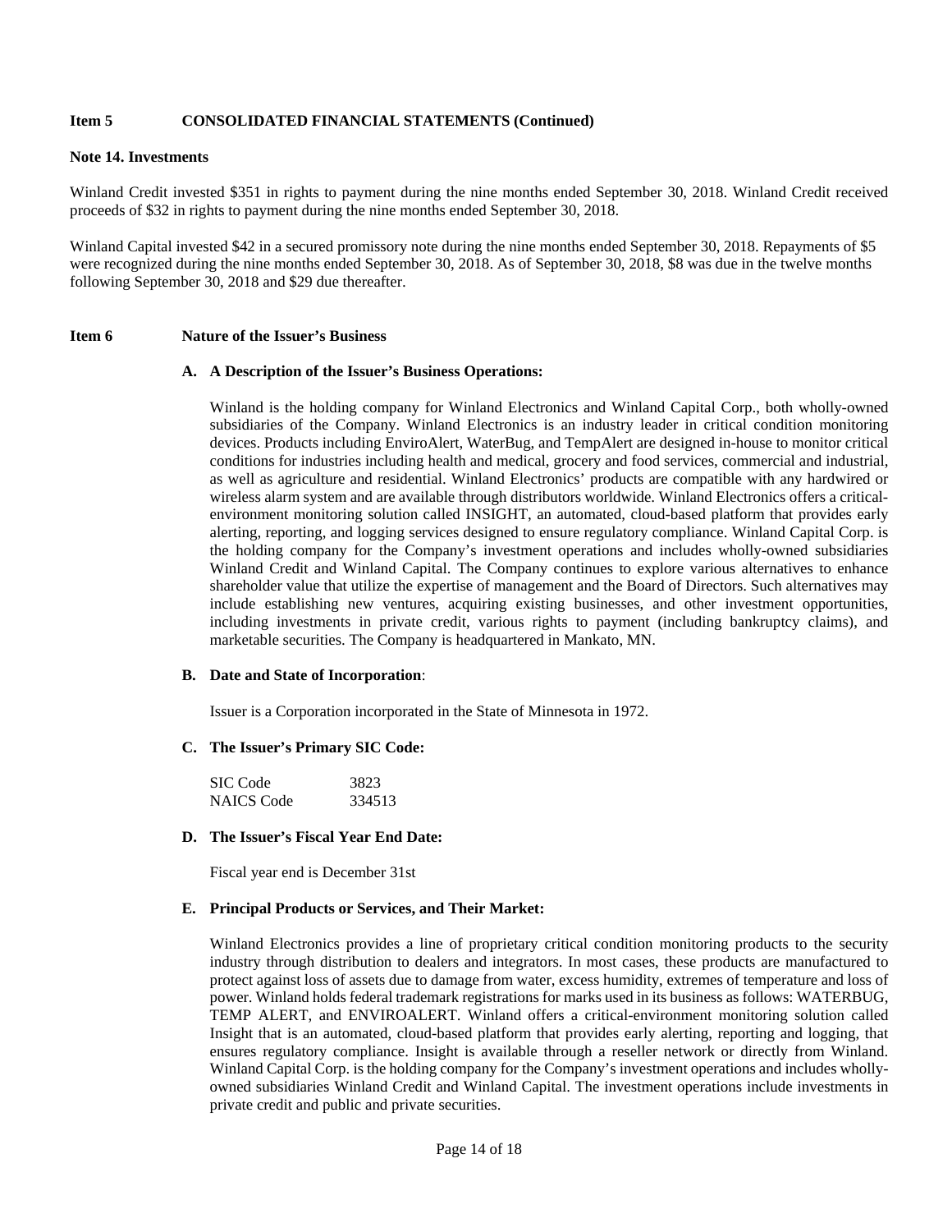## Item 5 CONSOLIDATED FINANCIAL STATEMENTS (Continued)

### Note 14. Investments

Winland Credit invested $351 in rights to payment during the nine months ended September 30, 2018. Winland Credit received proceeds of $32 in rights to payment during the nine months ended September 30, 2018.

Winland Capital invested $42 in a secured promissory note during the nine months ended September 30, 2018. Repayments of $5 were recognized during the nine months ended September 30, 2018. As of September 30, 2018, $8 was due in the twelve months following September 30, 2018 and $29 due thereafter.

## Item 6 Nature of the Issuer's Business

### A. A Description of the Issuer's Business Operations:

Winland is the holding company for Winland Electronics and Winland Capital Corp., both wholly-owned subsidiaries of the Company. Winland Electronics is an industry leader in critical condition monitoring devices. Products including EnviroAlert, WaterBug, and TempAlert are designed in-house to monitor critical conditions for industries including health and medical, grocery and food services, commercial and industrial, as well as agriculture and residential. Winland Electronics' products are compatible with any hardwired or wireless alarm system and are available through distributors worldwide. Winland Electronics offers a critical-environment monitoring solution called INSIGHT, an automated, cloud-based platform that provides early alerting, reporting, and logging services designed to ensure regulatory compliance. Winland Capital Corp. is the holding company for the Company's investment operations and includes wholly-owned subsidiaries Winland Credit and Winland Capital. The Company continues to explore various alternatives to enhance shareholder value that utilize the expertise of management and the Board of Directors. Such alternatives may include establishing new ventures, acquiring existing businesses, and other investment opportunities, including investments in private credit, various rights to payment (including bankruptcy claims), and marketable securities. The Company is headquartered in Mankato, MN.

### B. Date and State of Incorporation:

Issuer is a Corporation incorporated in the State of Minnesota in 1972.

### C. The Issuer's Primary SIC Code:

| | |
|---|---|
| SIC Code | 3823 |
| NAICS Code | 334513 |

### D. The Issuer's Fiscal Year End Date:

Fiscal year end is December 31st

### E. Principal Products or Services, and Their Market:

Winland Electronics provides a line of proprietary critical condition monitoring products to the security industry through distribution to dealers and integrators. In most cases, these products are manufactured to protect against loss of assets due to damage from water, excess humidity, extremes of temperature and loss of power. Winland holds federal trademark registrations for marks used in its business as follows: WATERBUG, TEMP ALERT, and ENVIROALERT. Winland offers a critical-environment monitoring solution called Insight that is an automated, cloud-based platform that provides early alerting, reporting and logging, that ensures regulatory compliance. Insight is available through a reseller network or directly from Winland. Winland Capital Corp. is the holding company for the Company's investment operations and includes wholly-owned subsidiaries Winland Credit and Winland Capital. The investment operations include investments in private credit and public and private securities.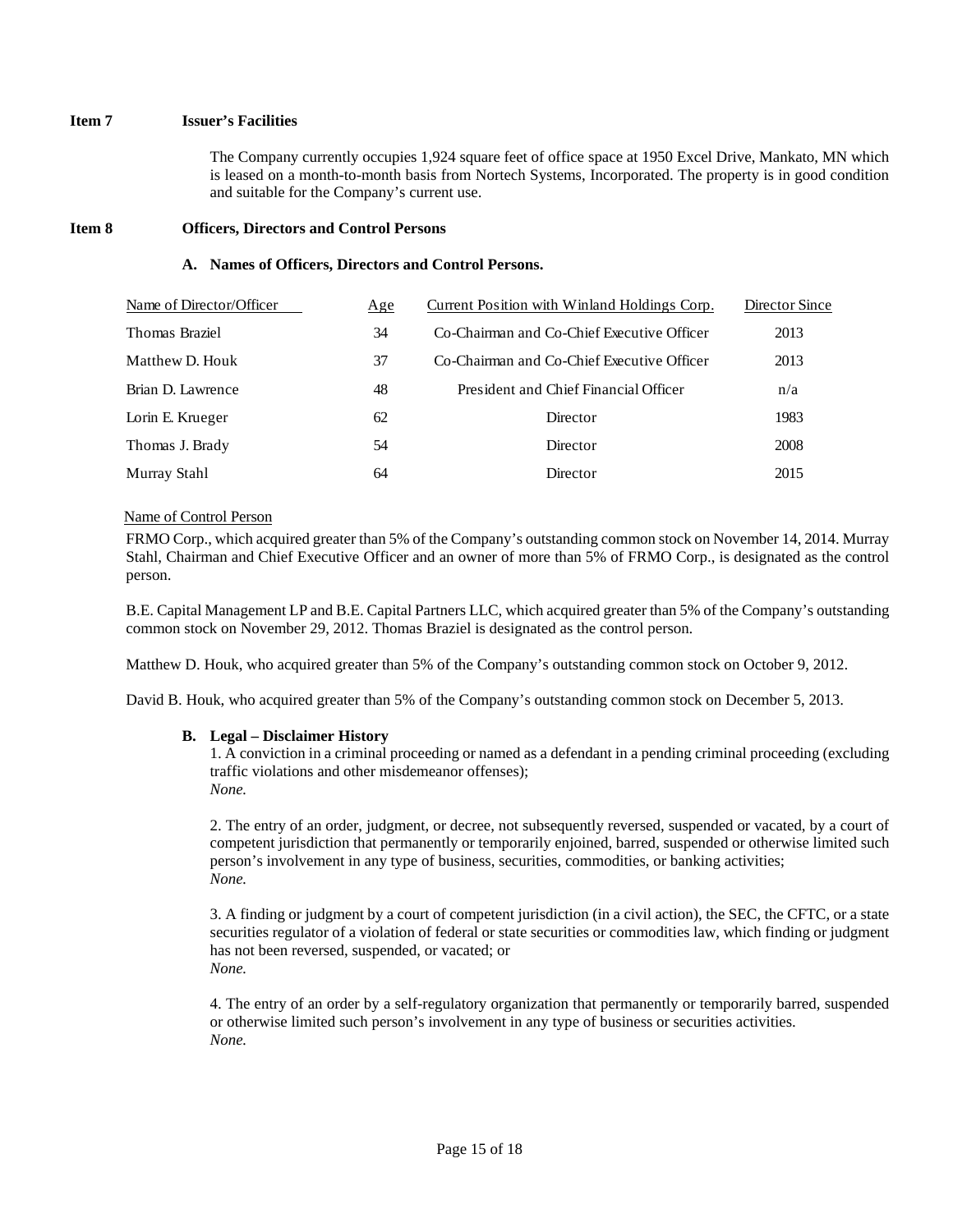**Item 7 Issuer's Facilities**

The Company currently occupies 1,924 square feet of office space at 1950 Excel Drive, Mankato, MN which is leased on a month-to-month basis from Nortech Systems, Incorporated. The property is in good condition and suitable for the Company's current use.

**Item 8 Officers, Directors and Control Persons**

**A. Names of Officers, Directors and Control Persons.**

| Name of Director/Officer | Age | Current Position with Winland Holdings Corp. | Director Since |
|---|---|---|---|
| Thomas Braziel | 34 | Co-Chairman and Co-Chief Executive Officer | 2013 |
| Matthew D. Houk | 37 | Co-Chairman and Co-Chief Executive Officer | 2013 |
| Brian D. Lawrence | 48 | President and Chief Financial Officer | n/a |
| Lorin E. Krueger | 62 | Director | 1983 |
| Thomas J. Brady | 54 | Director | 2008 |
| Murray Stahl | 64 | Director | 2015 |

Name of Control Person

FRMO Corp., which acquired greater than 5% of the Company's outstanding common stock on November 14, 2014. Murray Stahl, Chairman and Chief Executive Officer and an owner of more than 5% of FRMO Corp., is designated as the control person.

B.E. Capital Management LP and B.E. Capital Partners LLC, which acquired greater than 5% of the Company's outstanding common stock on November 29, 2012. Thomas Braziel is designated as the control person.

Matthew D. Houk, who acquired greater than 5% of the Company's outstanding common stock on October 9, 2012.

David B. Houk, who acquired greater than 5% of the Company's outstanding common stock on December 5, 2013.

**B. Legal – Disclaimer History**

1. A conviction in a criminal proceeding or named as a defendant in a pending criminal proceeding (excluding traffic violations and other misdemeanor offenses);
*None.*

2. The entry of an order, judgment, or decree, not subsequently reversed, suspended or vacated, by a court of competent jurisdiction that permanently or temporarily enjoined, barred, suspended or otherwise limited such person's involvement in any type of business, securities, commodities, or banking activities;
*None.*

3. A finding or judgment by a court of competent jurisdiction (in a civil action), the SEC, the CFTC, or a state securities regulator of a violation of federal or state securities or commodities law, which finding or judgment has not been reversed, suspended, or vacated; or
*None.*

4. The entry of an order by a self-regulatory organization that permanently or temporarily barred, suspended or otherwise limited such person's involvement in any type of business or securities activities.
*None.*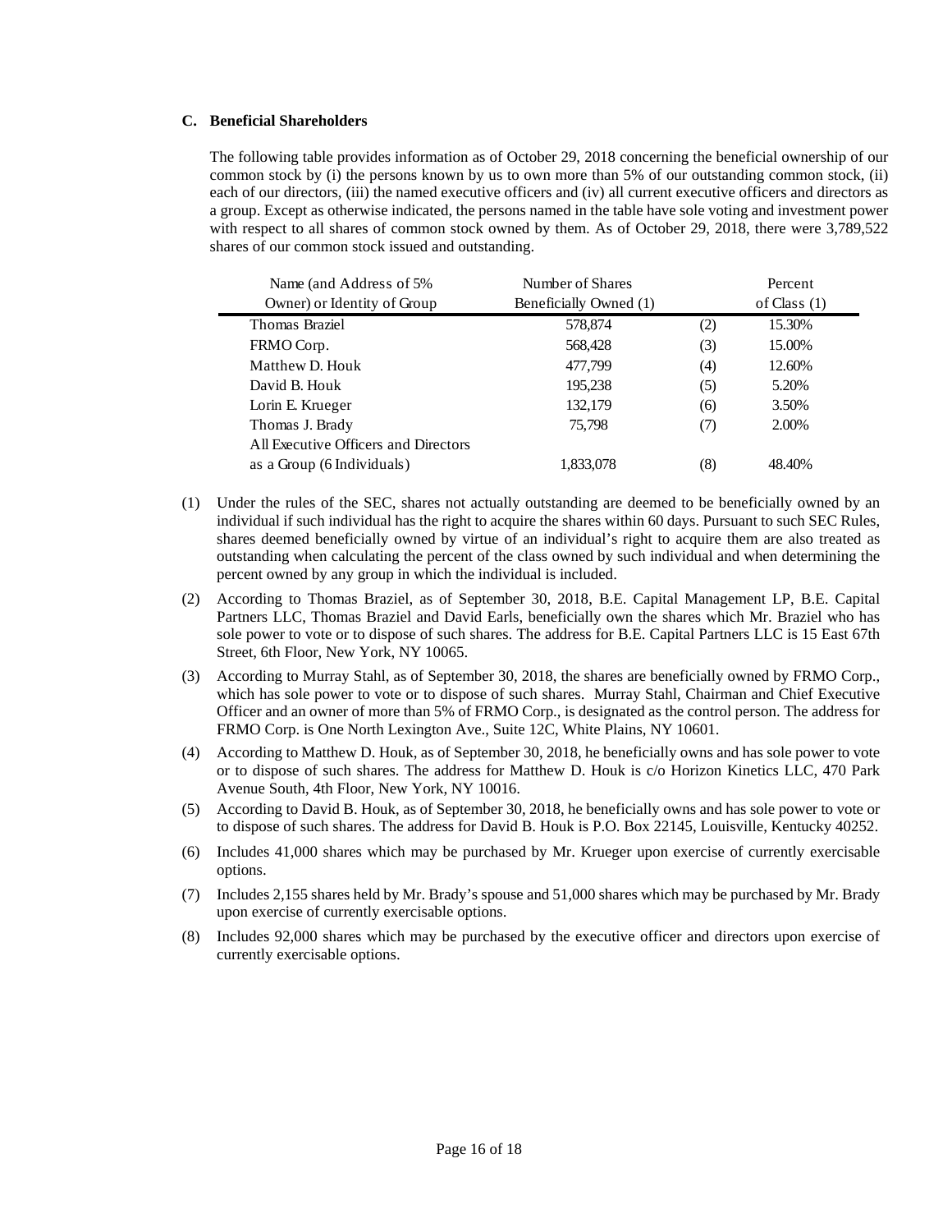### C. Beneficial Shareholders

The following table provides information as of October 29, 2018 concerning the beneficial ownership of our common stock by (i) the persons known by us to own more than 5% of our outstanding common stock, (ii) each of our directors, (iii) the named executive officers and (iv) all current executive officers and directors as a group. Except as otherwise indicated, the persons named in the table have sole voting and investment power with respect to all shares of common stock owned by them. As of October 29, 2018, there were 3,789,522 shares of our common stock issued and outstanding.

| Name (and Address of 5% Owner) or Identity of Group | Number of Shares Beneficially Owned (1) | | Percent of Class (1) |
|---|---|---|---|
| Thomas Braziel | 578,874 | (2) | 15.30% |
| FRMO Corp. | 568,428 | (3) | 15.00% |
| Matthew D. Houk | 477,799 | (4) | 12.60% |
| David B. Houk | 195,238 | (5) | 5.20% |
| Lorin E. Krueger | 132,179 | (6) | 3.50% |
| Thomas J. Brady | 75,798 | (7) | 2.00% |
| All Executive Officers and Directors as a Group (6 Individuals) | 1,833,078 | (8) | 48.40% |

(1) Under the rules of the SEC, shares not actually outstanding are deemed to be beneficially owned by an individual if such individual has the right to acquire the shares within 60 days. Pursuant to such SEC Rules, shares deemed beneficially owned by virtue of an individual's right to acquire them are also treated as outstanding when calculating the percent of the class owned by such individual and when determining the percent owned by any group in which the individual is included.

(2) According to Thomas Braziel, as of September 30, 2018, B.E. Capital Management LP, B.E. Capital Partners LLC, Thomas Braziel and David Earls, beneficially own the shares which Mr. Braziel who has sole power to vote or to dispose of such shares. The address for B.E. Capital Partners LLC is 15 East 67th Street, 6th Floor, New York, NY 10065.

(3) According to Murray Stahl, as of September 30, 2018, the shares are beneficially owned by FRMO Corp., which has sole power to vote or to dispose of such shares. Murray Stahl, Chairman and Chief Executive Officer and an owner of more than 5% of FRMO Corp., is designated as the control person. The address for FRMO Corp. is One North Lexington Ave., Suite 12C, White Plains, NY 10601.

(4) According to Matthew D. Houk, as of September 30, 2018, he beneficially owns and has sole power to vote or to dispose of such shares. The address for Matthew D. Houk is c/o Horizon Kinetics LLC, 470 Park Avenue South, 4th Floor, New York, NY 10016.

(5) According to David B. Houk, as of September 30, 2018, he beneficially owns and has sole power to vote or to dispose of such shares. The address for David B. Houk is P.O. Box 22145, Louisville, Kentucky 40252.

(6) Includes 41,000 shares which may be purchased by Mr. Krueger upon exercise of currently exercisable options.

(7) Includes 2,155 shares held by Mr. Brady's spouse and 51,000 shares which may be purchased by Mr. Brady upon exercise of currently exercisable options.

(8) Includes 92,000 shares which may be purchased by the executive officer and directors upon exercise of currently exercisable options.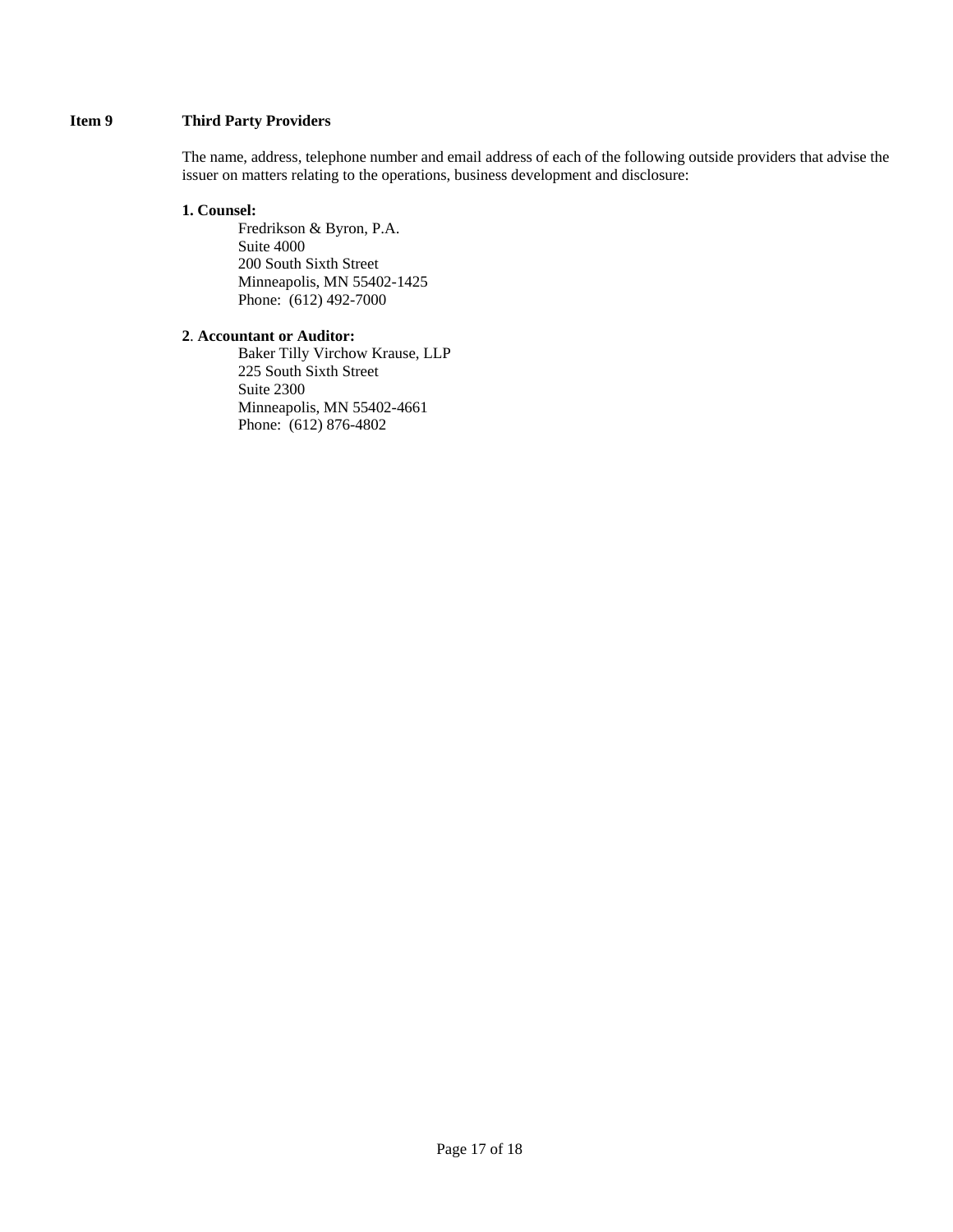## Item 9 Third Party Providers

The name, address, telephone number and email address of each of the following outside providers that advise the issuer on matters relating to the operations, business development and disclosure:

**1. Counsel:**

Fredrikson & Byron, P.A.
Suite 4000
200 South Sixth Street
Minneapolis, MN 55402-1425
Phone: (612) 492-7000

**2**. **Accountant or Auditor:**

Baker Tilly Virchow Krause, LLP
225 South Sixth Street
Suite 2300
Minneapolis, MN 55402-4661
Phone: (612) 876-4802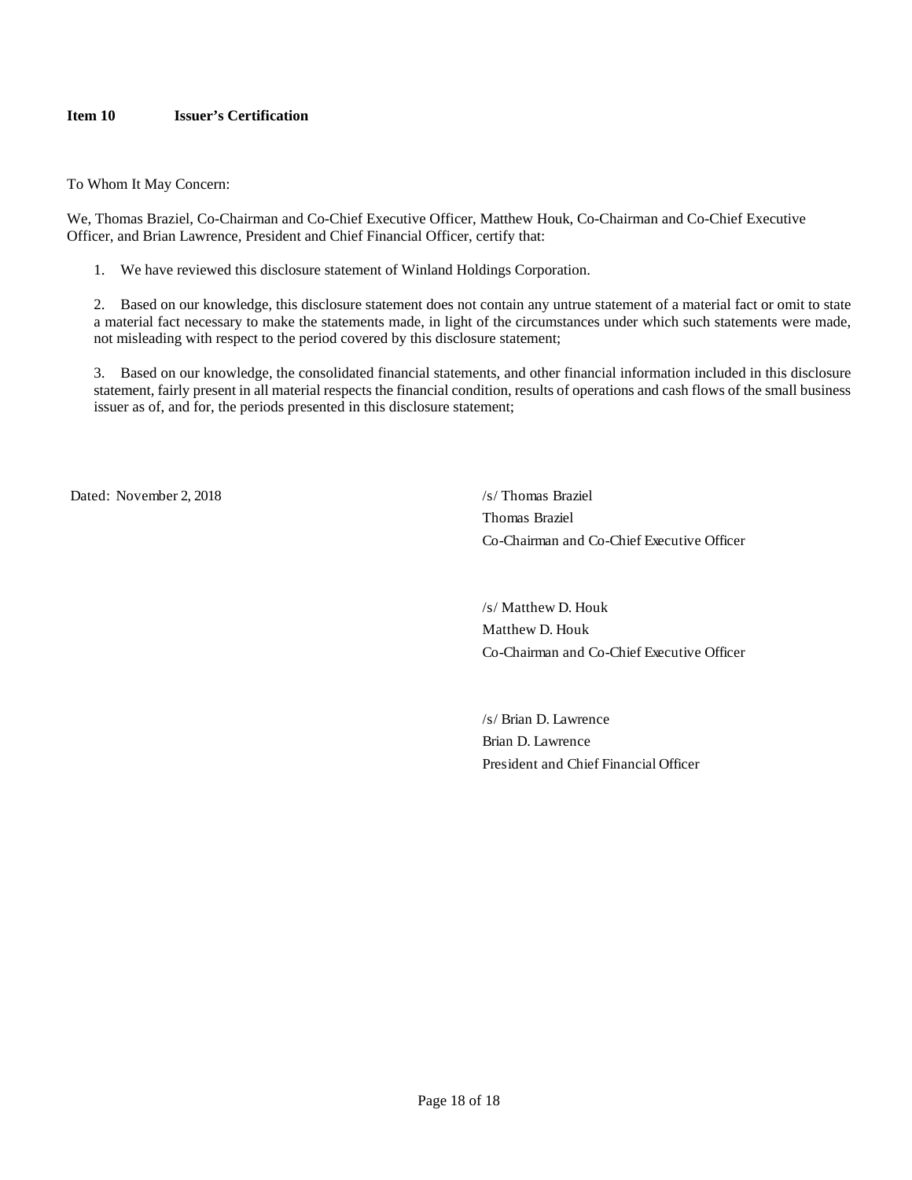**Item 10 Issuer's Certification**

To Whom It May Concern:

We, Thomas Braziel, Co-Chairman and Co-Chief Executive Officer, Matthew Houk, Co-Chairman and Co-Chief Executive Officer, and Brian Lawrence, President and Chief Financial Officer, certify that:

1. We have reviewed this disclosure statement of Winland Holdings Corporation.

2. Based on our knowledge, this disclosure statement does not contain any untrue statement of a material fact or omit to state a material fact necessary to make the statements made, in light of the circumstances under which such statements were made, not misleading with respect to the period covered by this disclosure statement;

3. Based on our knowledge, the consolidated financial statements, and other financial information included in this disclosure statement, fairly present in all material respects the financial condition, results of operations and cash flows of the small business issuer as of, and for, the periods presented in this disclosure statement;

Dated: November 2, 2018

/s/ Thomas Braziel
Thomas Braziel
Co-Chairman and Co-Chief Executive Officer

/s/ Matthew D. Houk
Matthew D. Houk
Co-Chairman and Co-Chief Executive Officer

/s/ Brian D. Lawrence
Brian D. Lawrence
President and Chief Financial Officer